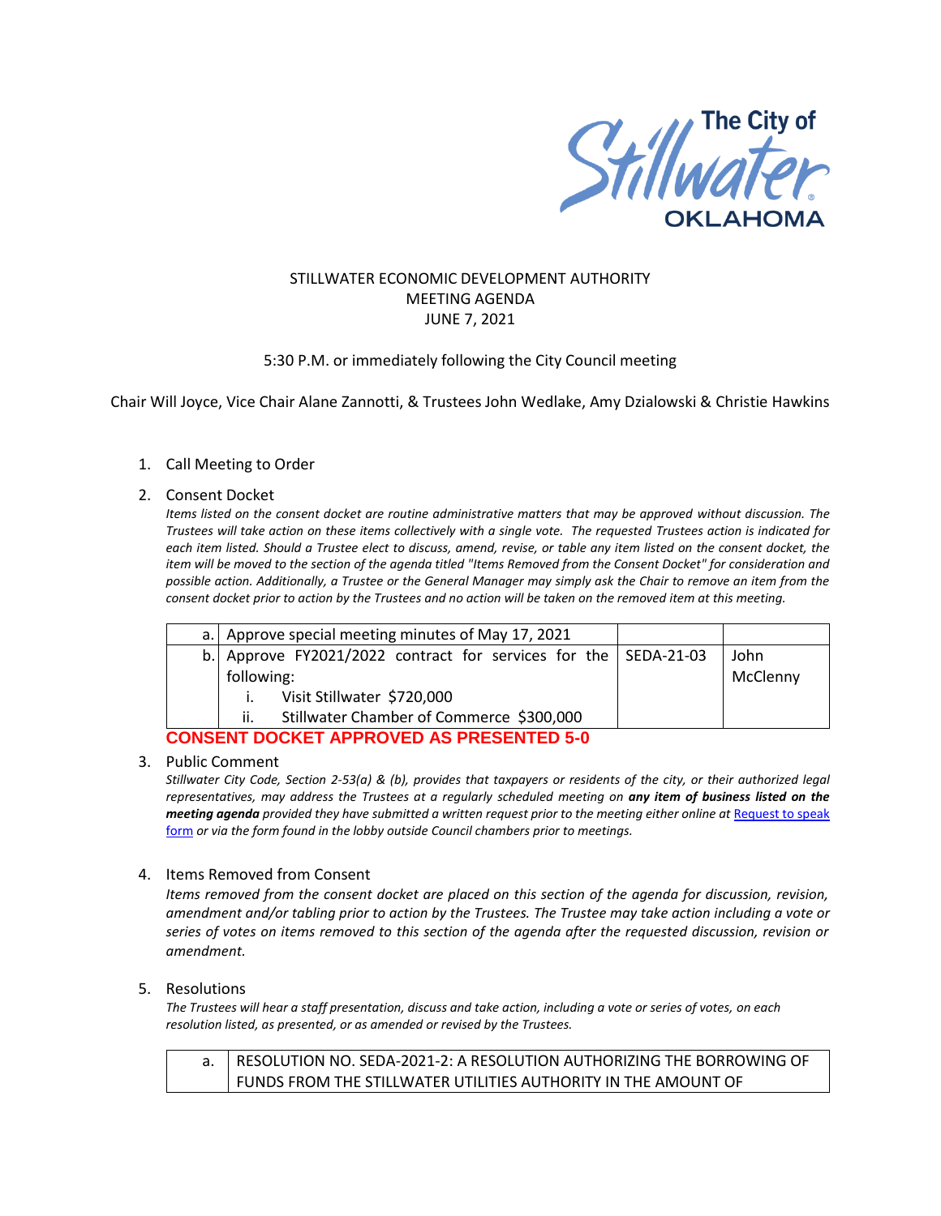The City of Stillwater OKLAHOMA

STILLWATER ECONOMIC DEVELOPMENT AUTHORITY
MEETING AGENDA
JUNE 7, 2021

5:30 P.M. or immediately following the City Council meeting

Chair Will Joyce, Vice Chair Alane Zannotti, & Trustees John Wedlake, Amy Dzialowski & Christie Hawkins

1. Call Meeting to Order

2. Consent Docket

   *Items listed on the consent docket are routine administrative matters that may be approved without discussion. The Trustees will take action on these items collectively with a single vote. The requested Trustees action is indicated for each item listed. Should a Trustee elect to discuss, amend, revise, or table any item listed on the consent docket, the item will be moved to the section of the agenda titled "Items Removed from the Consent Docket" for consideration and possible action. Additionally, a Trustee or the General Manager may simply ask the Chair to remove an item from the consent docket prior to action by the Trustees and no action will be taken on the removed item at this meeting.*

| | | | |
|---|---|---|---|
| a. | Approve special meeting minutes of May 17, 2021 | | |
| b. | Approve FY2021/2022 contract for services for the following:<br>i. Visit Stillwater $720,000<br>ii. Stillwater Chamber of Commerce $300,000 | SEDA-21-03 | John McClenny |

**CONSENT DOCKET APPROVED AS PRESENTED 5-0**

3. Public Comment

   *Stillwater City Code, Section 2-53(a) & (b), provides that taxpayers or residents of the city, or their authorized legal representatives, may address the Trustees at a regularly scheduled meeting on **any item of business listed on the meeting agenda** provided they have submitted a written request prior to the meeting either online at [Request to speak form]() or via the form found in the lobby outside Council chambers prior to meetings.*

4. Items Removed from Consent

   *Items removed from the consent docket are placed on this section of the agenda for discussion, revision, amendment and/or tabling prior to action by the Trustees. The Trustee may take action including a vote or series of votes on items removed to this section of the agenda after the requested discussion, revision or amendment.*

5. Resolutions

   *The Trustees will hear a staff presentation, discuss and take action, including a vote or series of votes, on each resolution listed, as presented, or as amended or revised by the Trustees.*

| | |
|---|---|
| a. | RESOLUTION NO. SEDA-2021-2: A RESOLUTION AUTHORIZING THE BORROWING OF FUNDS FROM THE STILLWATER UTILITIES AUTHORITY IN THE AMOUNT OF |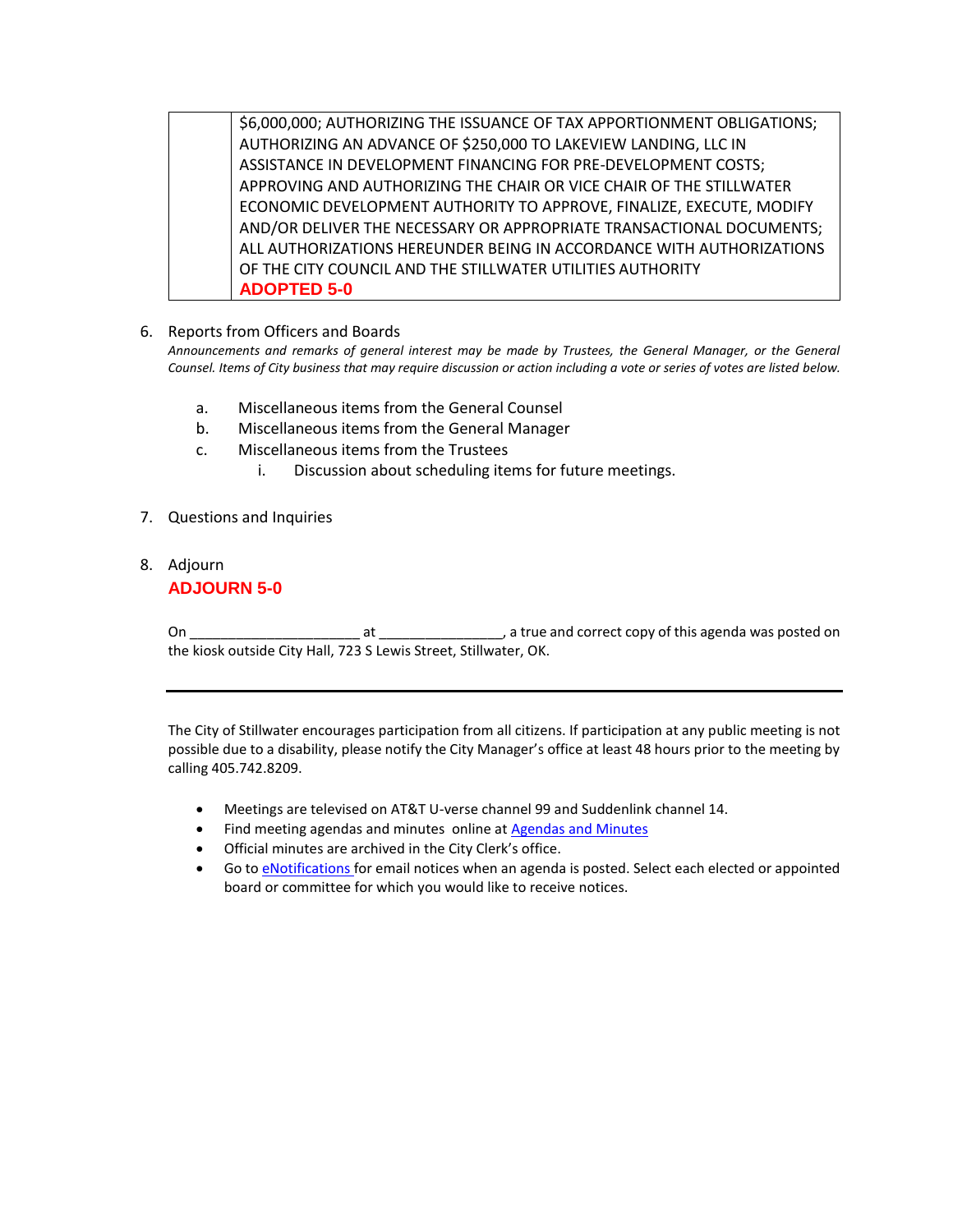| | |
|---|---|
| | $6,000,000; AUTHORIZING THE ISSUANCE OF TAX APPORTIONMENT OBLIGATIONS; AUTHORIZING AN ADVANCE OF $250,000 TO LAKEVIEW LANDING, LLC IN ASSISTANCE IN DEVELOPMENT FINANCING FOR PRE-DEVELOPMENT COSTS; APPROVING AND AUTHORIZING THE CHAIR OR VICE CHAIR OF THE STILLWATER ECONOMIC DEVELOPMENT AUTHORITY TO APPROVE, FINALIZE, EXECUTE, MODIFY AND/OR DELIVER THE NECESSARY OR APPROPRIATE TRANSACTIONAL DOCUMENTS; ALL AUTHORIZATIONS HEREUNDER BEING IN ACCORDANCE WITH AUTHORIZATIONS OF THE CITY COUNCIL AND THE STILLWATER UTILITIES AUTHORITY **ADOPTED 5-0** |

6. Reports from Officers and Boards
   *Announcements and remarks of general interest may be made by Trustees, the General Manager, or the General Counsel. Items of City business that may require discussion or action including a vote or series of votes are listed below.*

   a. Miscellaneous items from the General Counsel
   b. Miscellaneous items from the General Manager
   c. Miscellaneous items from the Trustees
      i. Discussion about scheduling items for future meetings.

7. Questions and Inquiries

8. Adjourn
   **ADJOURN 5-0**

On _____________________ at _______________, a true and correct copy of this agenda was posted on the kiosk outside City Hall, 723 S Lewis Street, Stillwater, OK.

---

The City of Stillwater encourages participation from all citizens. If participation at any public meeting is not possible due to a disability, please notify the City Manager's office at least 48 hours prior to the meeting by calling 405.742.8209.

- Meetings are televised on AT&T U-verse channel 99 and Suddenlink channel 14.
- Find meeting agendas and minutes online at Agendas and Minutes
- Official minutes are archived in the City Clerk's office.
- Go to eNotifications for email notices when an agenda is posted. Select each elected or appointed board or committee for which you would like to receive notices.